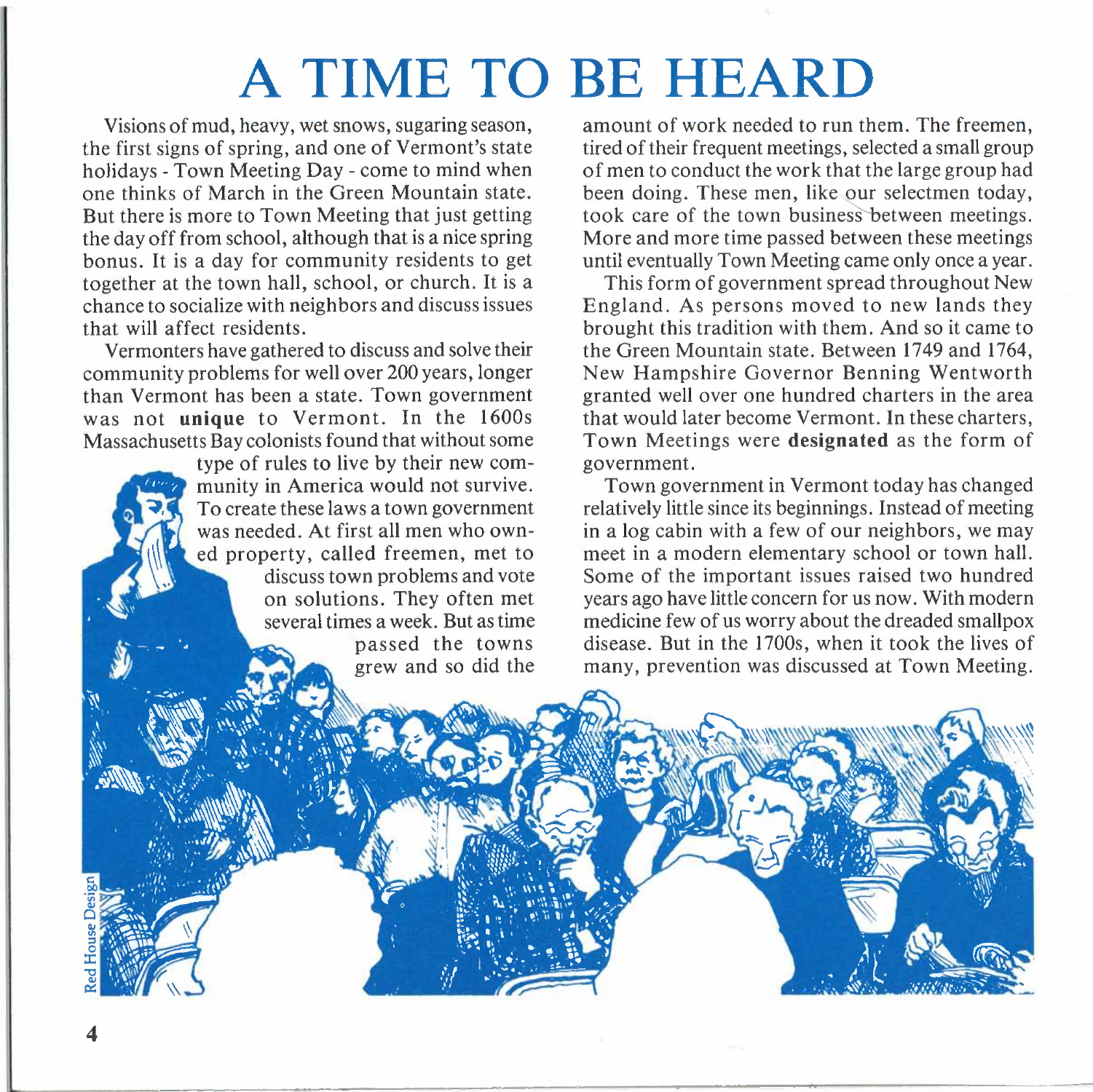# A TIME TO BE HEARD

Visions of mud, heavy, wet snows, sugaring season, the first signs of spring, and one of Vermont's state holidays - Town Meeting Day - come to mind when one thinks of March in the Green Mountain state. But there is more to Town Meeting that just getting the day off from school, although that is a nice spring bonus. It is a day for community residents to get together at the town hall, school, or church. It is a chance to socialize with neighbors and discuss issues that will affect residents.

Vermonters have gathered to discuss and solve their community problems for well over 200 years, longer than Vermont has been a state. Town government was not **unique** to Vermont. In the 1600s Massachusetts Bay colonists found that without some type of rules to live by their new community in America would not survive. To create these laws a town government was needed. At first all men who owned property, called freemen, met to discuss town problems and vote on solutions. They often met several times a week. But as time passed the towns grew and so did the amount of work needed to run them. The freemen, tired of their frequent meetings, selected a small group of men to conduct the work that the large group had been doing. These men, like our selectmen today, took care of the town business between meetings. More and more time passed between these meetings until eventually Town Meeting came only once a year.

This form of government spread throughout New England. As persons moved to new lands they brought this tradition with them. And so it came to the Green Mountain state. Between 1749 and 1764, New Hampshire Governor Benning Wentworth granted well over one hundred charters in the area that would later become Vermont. In these charters, Town Meetings were **designated** as the form of government.

Town government in Vermont today has changed relatively little since its beginnings. Instead of meeting in a log cabin with a few of our neighbors, we may meet in a modern elementary school or town hall. Some of the important issues raised two hundred years ago have little concern for us now. With modern medicine few of us worry about the dreaded smallpox disease. But in the 1700s, when it took the lives of many, prevention was discussed at Town Meeting.

Red House Design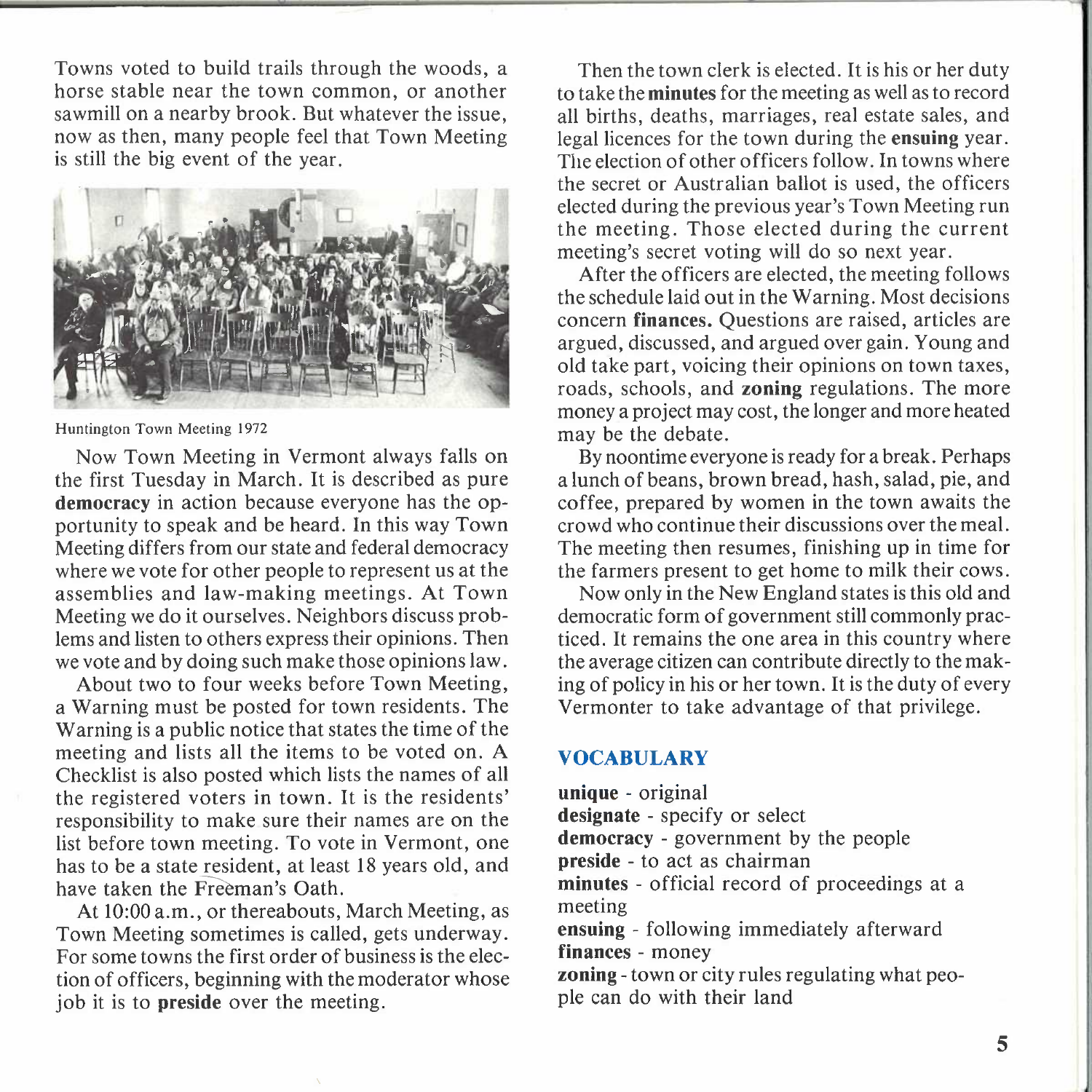Towns voted to build trails through the woods, a horse stable near the town common, or another sawmill on a nearby brook. But whatever the issue, now as then, many people feel that Town Meeting is still the big event of the year.

Huntington Town Meeting 1972

Now Town Meeting in Vermont always falls on the first Tuesday in March. It is described as pure **democracy** in action because everyone has the opportunity to speak and be heard. In this way Town Meeting differs from our state and federal democracy where we vote for other people to represent us at the assemblies and law-making meetings. At Town Meeting we do it ourselves. Neighbors discuss problems and listen to others express their opinions. Then we vote and by doing such make those opinions law.

About two to four weeks before Town Meeting, a Warning must be posted for town residents. The Warning is a public notice that states the time of the meeting and lists all the items to be voted on. A Checklist is also posted which lists the names of all the registered voters in town. It is the residents' responsibility to make sure their names are on the list before town meeting. To vote in Vermont, one has to be a state resident, at least 18 years old, and have taken the Freeman's Oath.

At 10:00 a.m., or thereabouts, March Meeting, as Town Meeting sometimes is called, gets underway. For some towns the first order of business is the election of officers, beginning with the moderator whose job it is to **preside** over the meeting.

Then the town clerk is elected. It is his or her duty to take the **minutes** for the meeting as well as to record all births, deaths, marriages, real estate sales, and legal licences for the town during the **ensuing** year. The election of other officers follow. In towns where the secret or Australian ballot is used, the officers elected during the previous year's Town Meeting run the meeting. Those elected during the current meeting's secret voting will do so next year.

After the officers are elected, the meeting follows the schedule laid out in the Warning. Most decisions concern **finances.** Questions are raised, articles are argued, discussed, and argued over gain. Young and old take part, voicing their opinions on town taxes, roads, schools, and **zoning** regulations. The more money a project may cost, the longer and more heated may be the debate.

By noontime everyone is ready for a break. Perhaps a lunch of beans, brown bread, hash, salad, pie, and coffee, prepared by women in the town awaits the crowd who continue their discussions over the meal. The meeting then resumes, finishing up in time for the farmers present to get home to milk their cows.

Now only in the New England states is this old and democratic form of government still commonly practiced. It remains the one area in this country where the average citizen can contribute directly to the making of policy in his or her town. It is the duty of every Vermonter to take advantage of that privilege.

## VOCABULARY

**unique** - original
**designate** - specify or select
**democracy** - government by the people
**preside** - to act as chairman
**minutes** - official record of proceedings at a meeting
**ensuing** - following immediately afterward
**finances** - money
**zoning** - town or city rules regulating what people can do with their land